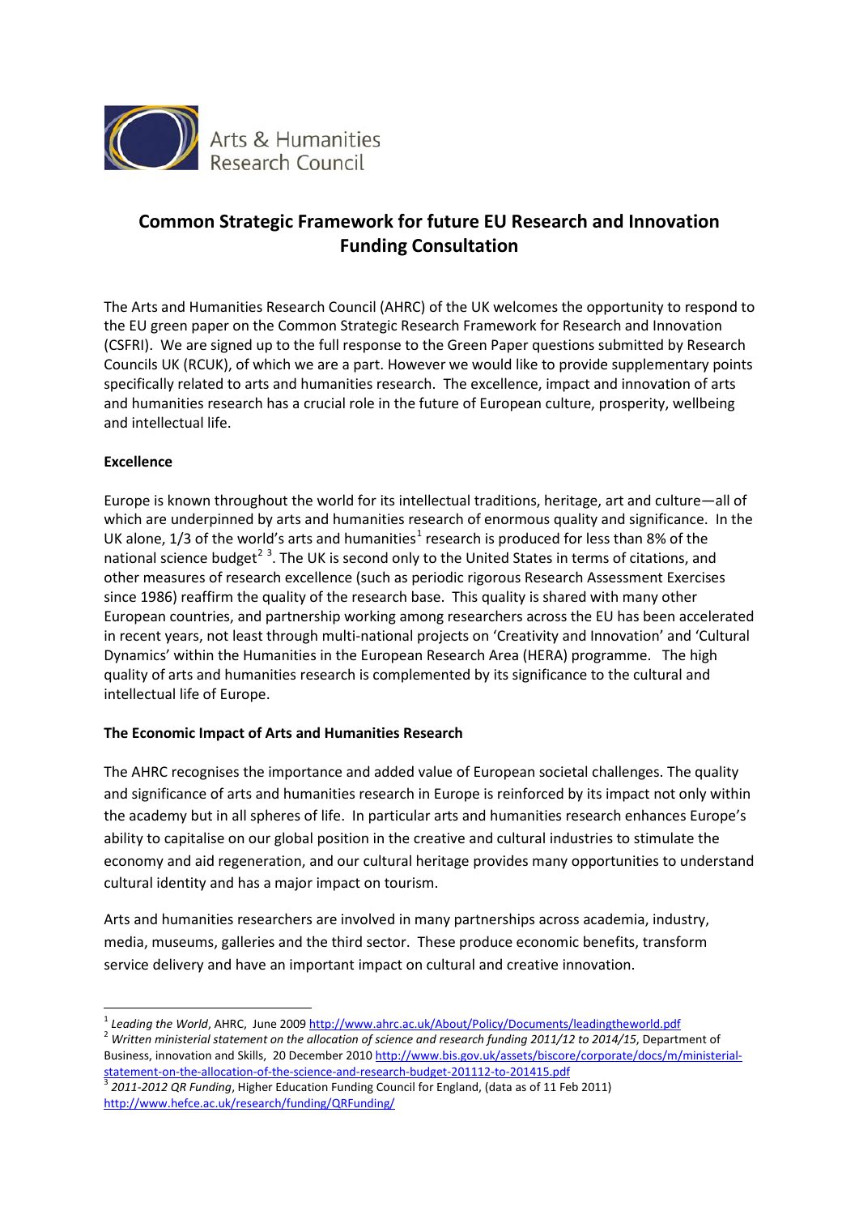Arts & Humanities Research Council

# Common Strategic Framework for future EU Research and Innovation Funding Consultation

The Arts and Humanities Research Council (AHRC) of the UK welcomes the opportunity to respond to the EU green paper on the Common Strategic Research Framework for Research and Innovation (CSFRI). We are signed up to the full response to the Green Paper questions submitted by Research Councils UK (RCUK), of which we are a part. However we would like to provide supplementary points specifically related to arts and humanities research. The excellence, impact and innovation of arts and humanities research has a crucial role in the future of European culture, prosperity, wellbeing and intellectual life.

**Excellence**

Europe is known throughout the world for its intellectual traditions, heritage, art and culture—all of which are underpinned by arts and humanities research of enormous quality and significance. In the UK alone, 1/3 of the world's arts and humanities[1] research is produced for less than 8% of the national science budget[2] [3]. The UK is second only to the United States in terms of citations, and other measures of research excellence (such as periodic rigorous Research Assessment Exercises since 1986) reaffirm the quality of the research base. This quality is shared with many other European countries, and partnership working among researchers across the EU has been accelerated in recent years, not least through multi-national projects on 'Creativity and Innovation' and 'Cultural Dynamics' within the Humanities in the European Research Area (HERA) programme. The high quality of arts and humanities research is complemented by its significance to the cultural and intellectual life of Europe.

**The Economic Impact of Arts and Humanities Research**

The AHRC recognises the importance and added value of European societal challenges. The quality and significance of arts and humanities research in Europe is reinforced by its impact not only within the academy but in all spheres of life. In particular arts and humanities research enhances Europe's ability to capitalise on our global position in the creative and cultural industries to stimulate the economy and aid regeneration, and our cultural heritage provides many opportunities to understand cultural identity and has a major impact on tourism.

Arts and humanities researchers are involved in many partnerships across academia, industry, media, museums, galleries and the third sector. These produce economic benefits, transform service delivery and have an important impact on cultural and creative innovation.

---

[1] *Leading the World*, AHRC, June 2009 http://www.ahrc.ac.uk/About/Policy/Documents/leadingtheworld.pdf

[2] *Written ministerial statement on the allocation of science and research funding 2011/12 to 2014/15*, Department of Business, innovation and Skills, 20 December 2010 http://www.bis.gov.uk/assets/biscore/corporate/docs/m/ministerial-statement-on-the-allocation-of-the-science-and-research-budget-201112-to-201415.pdf

[3] *2011-2012 QR Funding*, Higher Education Funding Council for England, (data as of 11 Feb 2011) http://www.hefce.ac.uk/research/funding/QRFunding/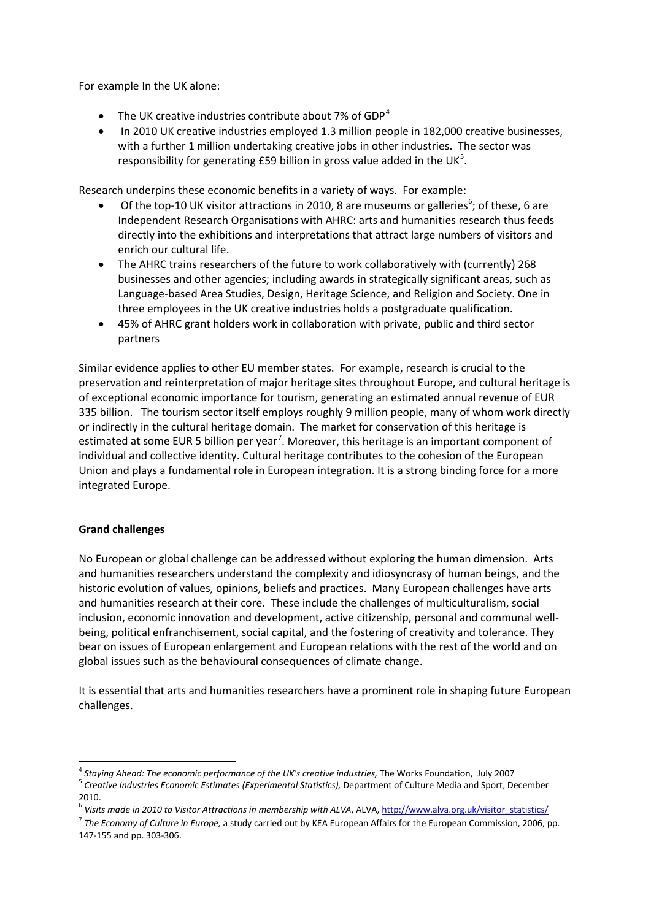For example In the UK alone:

- The UK creative industries contribute about 7% of GDP[4]
- In 2010 UK creative industries employed 1.3 million people in 182,000 creative businesses, with a further 1 million undertaking creative jobs in other industries. The sector was responsibility for generating £59 billion in gross value added in the UK[5].

Research underpins these economic benefits in a variety of ways. For example:

- Of the top-10 UK visitor attractions in 2010, 8 are museums or galleries[6]; of these, 6 are Independent Research Organisations with AHRC: arts and humanities research thus feeds directly into the exhibitions and interpretations that attract large numbers of visitors and enrich our cultural life.
- The AHRC trains researchers of the future to work collaboratively with (currently) 268 businesses and other agencies; including awards in strategically significant areas, such as Language-based Area Studies, Design, Heritage Science, and Religion and Society. One in three employees in the UK creative industries holds a postgraduate qualification.
- 45% of AHRC grant holders work in collaboration with private, public and third sector partners

Similar evidence applies to other EU member states. For example, research is crucial to the preservation and reinterpretation of major heritage sites throughout Europe, and cultural heritage is of exceptional economic importance for tourism, generating an estimated annual revenue of EUR 335 billion. The tourism sector itself employs roughly 9 million people, many of whom work directly or indirectly in the cultural heritage domain. The market for conservation of this heritage is estimated at some EUR 5 billion per year[7]. Moreover, this heritage is an important component of individual and collective identity. Cultural heritage contributes to the cohesion of the European Union and plays a fundamental role in European integration. It is a strong binding force for a more integrated Europe.

**Grand challenges**

No European or global challenge can be addressed without exploring the human dimension. Arts and humanities researchers understand the complexity and idiosyncrasy of human beings, and the historic evolution of values, opinions, beliefs and practices. Many European challenges have arts and humanities research at their core. These include the challenges of multiculturalism, social inclusion, economic innovation and development, active citizenship, personal and communal well-being, political enfranchisement, social capital, and the fostering of creativity and tolerance. They bear on issues of European enlargement and European relations with the rest of the world and on global issues such as the behavioural consequences of climate change.

It is essential that arts and humanities researchers have a prominent role in shaping future European challenges.

---

[4] *Staying Ahead: The economic performance of the UK's creative industries,* The Works Foundation, July 2007

[5] *Creative Industries Economic Estimates (Experimental Statistics),* Department of Culture Media and Sport, December 2010.

[6] *Visits made in 2010 to Visitor Attractions in membership with ALVA*, ALVA, http://www.alva.org.uk/visitor_statistics/

[7] *The Economy of Culture in Europe,* a study carried out by KEA European Affairs for the European Commission, 2006, pp. 147-155 and pp. 303-306.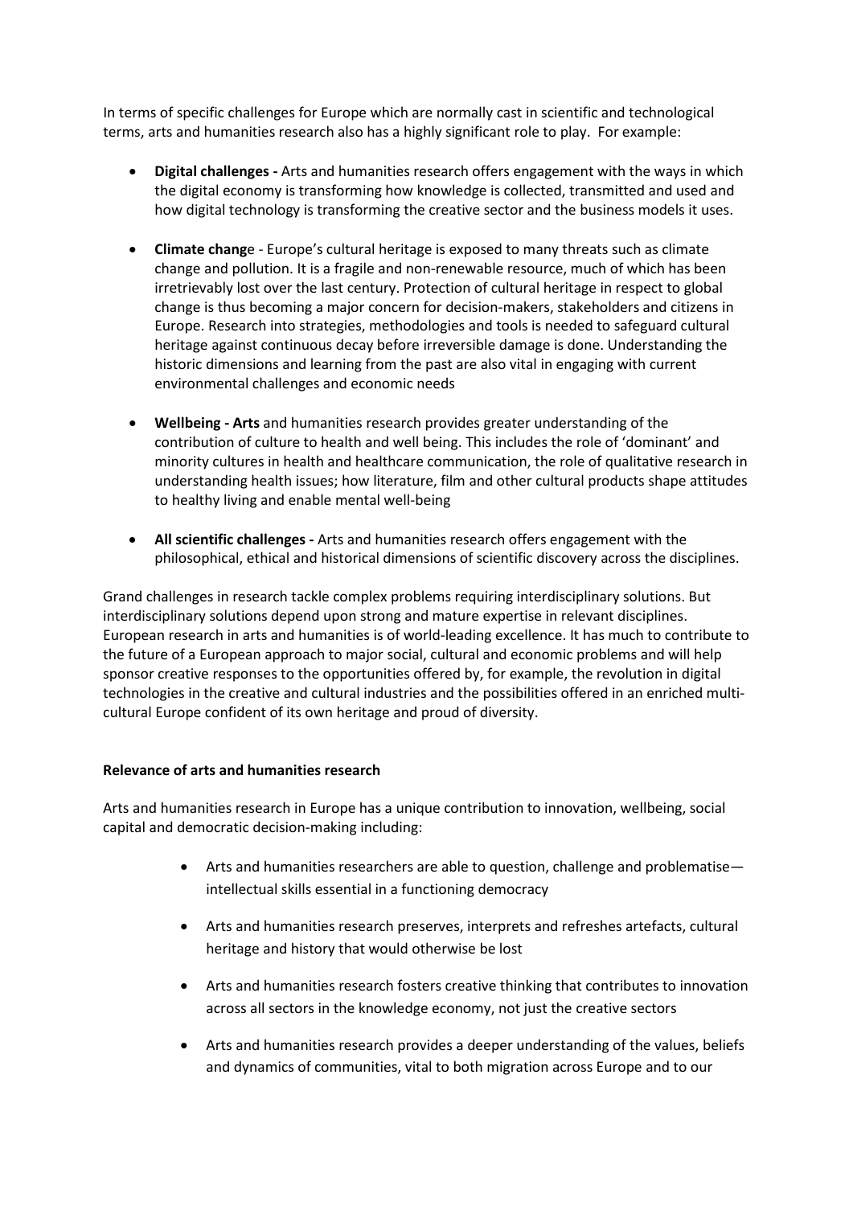In terms of specific challenges for Europe which are normally cast in scientific and technological terms, arts and humanities research also has a highly significant role to play. For example:

- **Digital challenges -** Arts and humanities research offers engagement with the ways in which the digital economy is transforming how knowledge is collected, transmitted and used and how digital technology is transforming the creative sector and the business models it uses.

- **Climate chang**e - Europe's cultural heritage is exposed to many threats such as climate change and pollution. It is a fragile and non-renewable resource, much of which has been irretrievably lost over the last century. Protection of cultural heritage in respect to global change is thus becoming a major concern for decision-makers, stakeholders and citizens in Europe. Research into strategies, methodologies and tools is needed to safeguard cultural heritage against continuous decay before irreversible damage is done. Understanding the historic dimensions and learning from the past are also vital in engaging with current environmental challenges and economic needs

- **Wellbeing - Arts** and humanities research provides greater understanding of the contribution of culture to health and well being. This includes the role of 'dominant' and minority cultures in health and healthcare communication, the role of qualitative research in understanding health issues; how literature, film and other cultural products shape attitudes to healthy living and enable mental well-being

- **All scientific challenges -** Arts and humanities research offers engagement with the philosophical, ethical and historical dimensions of scientific discovery across the disciplines.

Grand challenges in research tackle complex problems requiring interdisciplinary solutions. But interdisciplinary solutions depend upon strong and mature expertise in relevant disciplines. European research in arts and humanities is of world-leading excellence. It has much to contribute to the future of a European approach to major social, cultural and economic problems and will help sponsor creative responses to the opportunities offered by, for example, the revolution in digital technologies in the creative and cultural industries and the possibilities offered in an enriched multi-cultural Europe confident of its own heritage and proud of diversity.

**Relevance of arts and humanities research**

Arts and humanities research in Europe has a unique contribution to innovation, wellbeing, social capital and democratic decision-making including:

- Arts and humanities researchers are able to question, challenge and problematise—intellectual skills essential in a functioning democracy

- Arts and humanities research preserves, interprets and refreshes artefacts, cultural heritage and history that would otherwise be lost

- Arts and humanities research fosters creative thinking that contributes to innovation across all sectors in the knowledge economy, not just the creative sectors

- Arts and humanities research provides a deeper understanding of the values, beliefs and dynamics of communities, vital to both migration across Europe and to our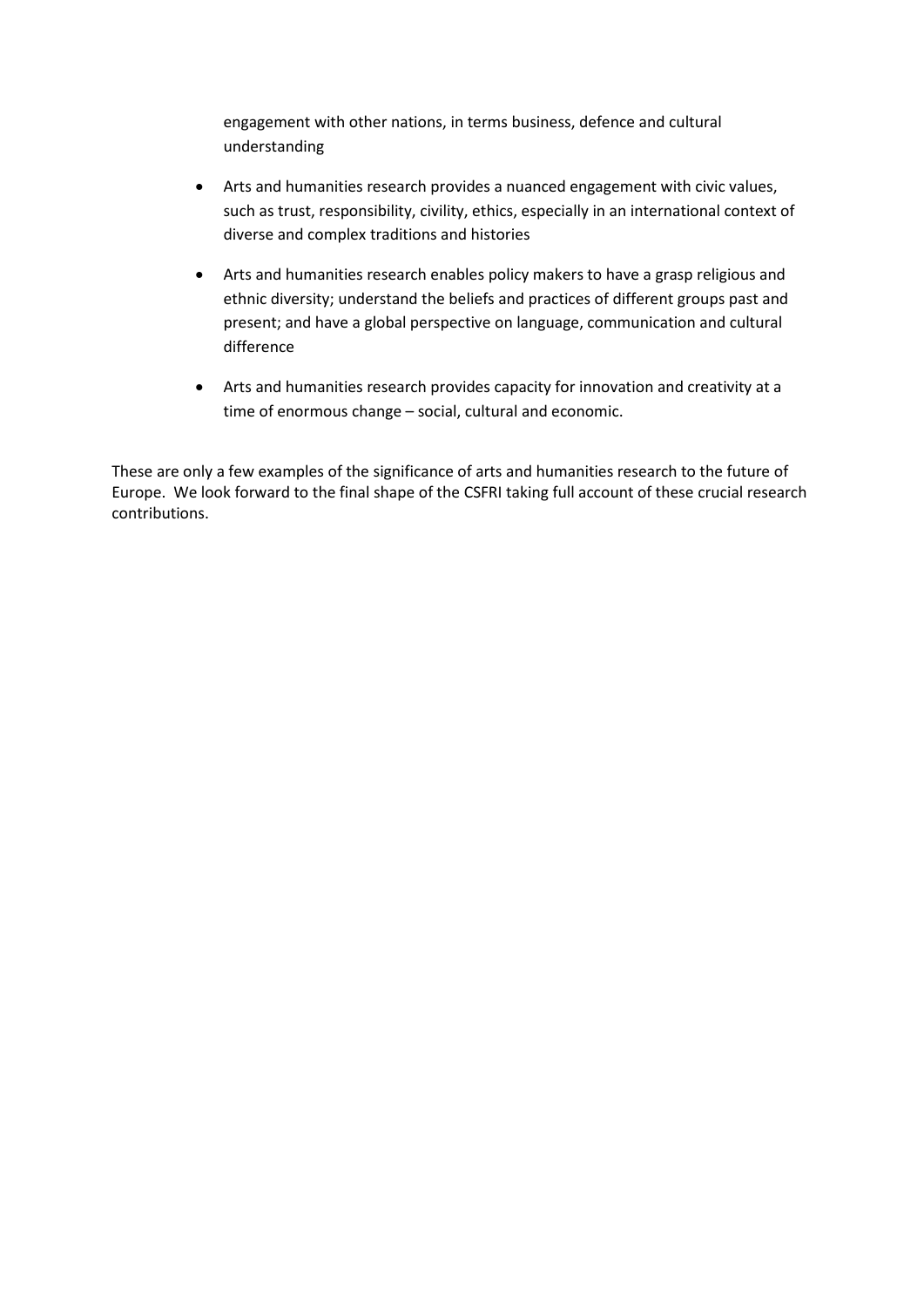engagement with other nations, in terms business, defence and cultural understanding

- Arts and humanities research provides a nuanced engagement with civic values, such as trust, responsibility, civility, ethics, especially in an international context of diverse and complex traditions and histories
- Arts and humanities research enables policy makers to have a grasp religious and ethnic diversity; understand the beliefs and practices of different groups past and present; and have a global perspective on language, communication and cultural difference
- Arts and humanities research provides capacity for innovation and creativity at a time of enormous change – social, cultural and economic.

These are only a few examples of the significance of arts and humanities research to the future of Europe. We look forward to the final shape of the CSFRI taking full account of these crucial research contributions.